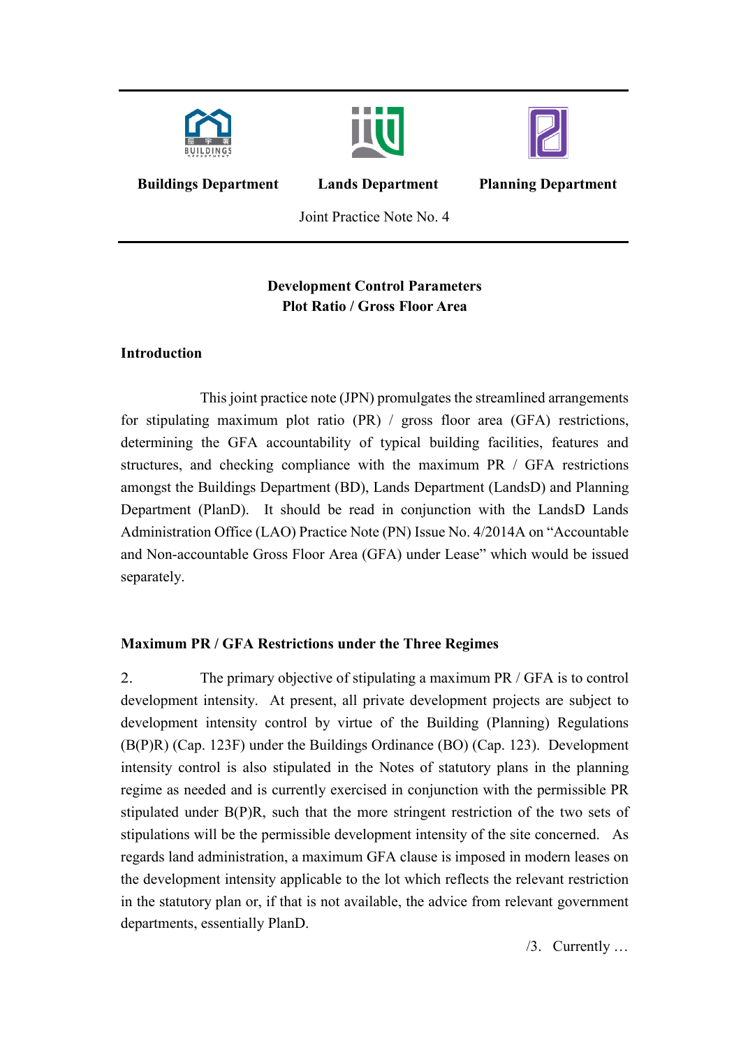**Buildings Department** **Lands Department** **Planning Department**

Joint Practice Note No. 4

# Development Control Parameters
# Plot Ratio / Gross Floor Area

## Introduction

This joint practice note (JPN) promulgates the streamlined arrangements for stipulating maximum plot ratio (PR) / gross floor area (GFA) restrictions, determining the GFA accountability of typical building facilities, features and structures, and checking compliance with the maximum PR / GFA restrictions amongst the Buildings Department (BD), Lands Department (LandsD) and Planning Department (PlanD). It should be read in conjunction with the LandsD Lands Administration Office (LAO) Practice Note (PN) Issue No. 4/2014A on "Accountable and Non-accountable Gross Floor Area (GFA) under Lease" which would be issued separately.

## Maximum PR / GFA Restrictions under the Three Regimes

2. The primary objective of stipulating a maximum PR / GFA is to control development intensity. At present, all private development projects are subject to development intensity control by virtue of the Building (Planning) Regulations (B(P)R) (Cap. 123F) under the Buildings Ordinance (BO) (Cap. 123). Development intensity control is also stipulated in the Notes of statutory plans in the planning regime as needed and is currently exercised in conjunction with the permissible PR stipulated under B(P)R, such that the more stringent restriction of the two sets of stipulations will be the permissible development intensity of the site concerned. As regards land administration, a maximum GFA clause is imposed in modern leases on the development intensity applicable to the lot which reflects the relevant restriction in the statutory plan or, if that is not available, the advice from relevant government departments, essentially PlanD.

/3. Currently …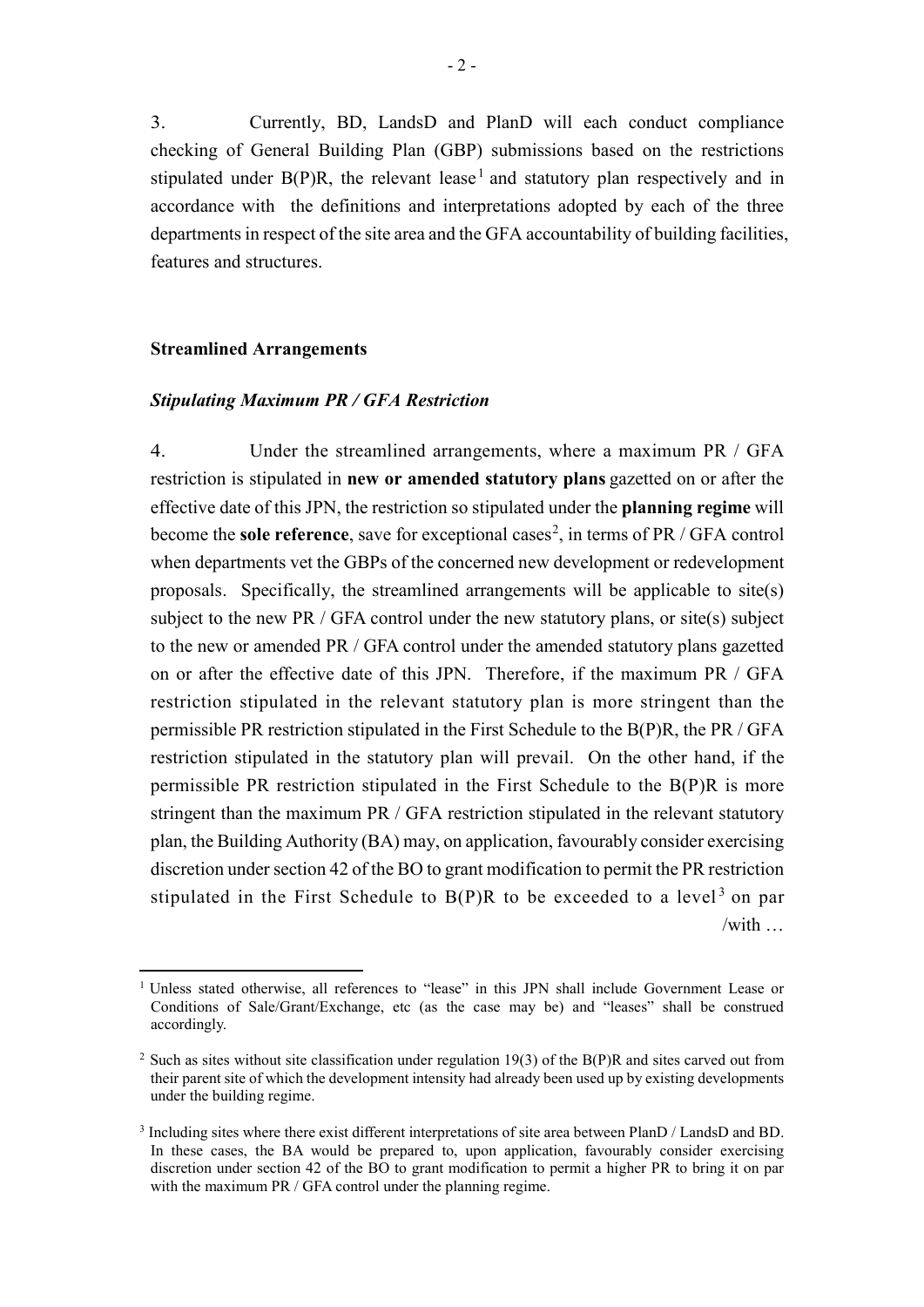3. Currently, BD, LandsD and PlanD will each conduct compliance checking of General Building Plan (GBP) submissions based on the restrictions stipulated under B(P)R, the relevant lease[1] and statutory plan respectively and in accordance with the definitions and interpretations adopted by each of the three departments in respect of the site area and the GFA accountability of building facilities, features and structures.

**Streamlined Arrangements**

***Stipulating Maximum PR / GFA Restriction***

4. Under the streamlined arrangements, where a maximum PR / GFA restriction is stipulated in **new or amended statutory plans** gazetted on or after the effective date of this JPN, the restriction so stipulated under the **planning regime** will become the **sole reference**, save for exceptional cases[2], in terms of PR / GFA control when departments vet the GBPs of the concerned new development or redevelopment proposals. Specifically, the streamlined arrangements will be applicable to site(s) subject to the new PR / GFA control under the new statutory plans, or site(s) subject to the new or amended PR / GFA control under the amended statutory plans gazetted on or after the effective date of this JPN. Therefore, if the maximum PR / GFA restriction stipulated in the relevant statutory plan is more stringent than the permissible PR restriction stipulated in the First Schedule to the B(P)R, the PR / GFA restriction stipulated in the statutory plan will prevail. On the other hand, if the permissible PR restriction stipulated in the First Schedule to the B(P)R is more stringent than the maximum PR / GFA restriction stipulated in the relevant statutory plan, the Building Authority (BA) may, on application, favourably consider exercising discretion under section 42 of the BO to grant modification to permit the PR restriction stipulated in the First Schedule to B(P)R to be exceeded to a level[3] on par /with …

[1] Unless stated otherwise, all references to "lease" in this JPN shall include Government Lease or Conditions of Sale/Grant/Exchange, etc (as the case may be) and "leases" shall be construed accordingly.

[2] Such as sites without site classification under regulation 19(3) of the B(P)R and sites carved out from their parent site of which the development intensity had already been used up by existing developments under the building regime.

[3] Including sites where there exist different interpretations of site area between PlanD / LandsD and BD. In these cases, the BA would be prepared to, upon application, favourably consider exercising discretion under section 42 of the BO to grant modification to permit a higher PR to bring it on par with the maximum PR / GFA control under the planning regime.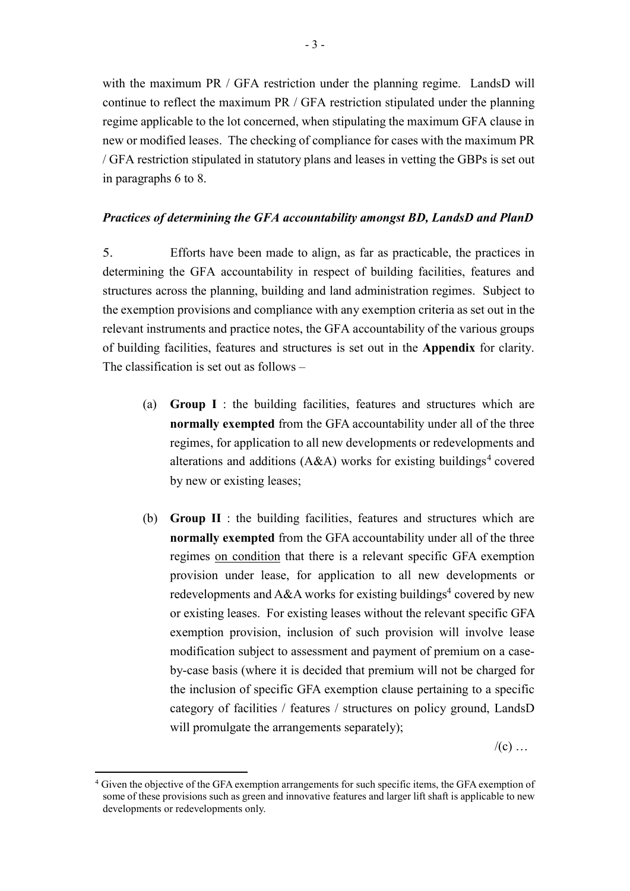with the maximum PR / GFA restriction under the planning regime. LandsD will continue to reflect the maximum PR / GFA restriction stipulated under the planning regime applicable to the lot concerned, when stipulating the maximum GFA clause in new or modified leases. The checking of compliance for cases with the maximum PR / GFA restriction stipulated in statutory plans and leases in vetting the GBPs is set out in paragraphs 6 to 8.

***Practices of determining the GFA accountability amongst BD, LandsD and PlanD***

5. Efforts have been made to align, as far as practicable, the practices in determining the GFA accountability in respect of building facilities, features and structures across the planning, building and land administration regimes. Subject to the exemption provisions and compliance with any exemption criteria as set out in the relevant instruments and practice notes, the GFA accountability of the various groups of building facilities, features and structures is set out in the **Appendix** for clarity. The classification is set out as follows –

(a) **Group I** : the building facilities, features and structures which are **normally exempted** from the GFA accountability under all of the three regimes, for application to all new developments or redevelopments and alterations and additions (A&A) works for existing buildings[4] covered by new or existing leases;

(b) **Group II** : the building facilities, features and structures which are **normally exempted** from the GFA accountability under all of the three regimes <u>on condition</u> that there is a relevant specific GFA exemption provision under lease, for application to all new developments or redevelopments and A&A works for existing buildings[4] covered by new or existing leases. For existing leases without the relevant specific GFA exemption provision, inclusion of such provision will involve lease modification subject to assessment and payment of premium on a case-by-case basis (where it is decided that premium will not be charged for the inclusion of specific GFA exemption clause pertaining to a specific category of facilities / features / structures on policy ground, LandsD will promulgate the arrangements separately);

/(c) …

[4] Given the objective of the GFA exemption arrangements for such specific items, the GFA exemption of some of these provisions such as green and innovative features and larger lift shaft is applicable to new developments or redevelopments only.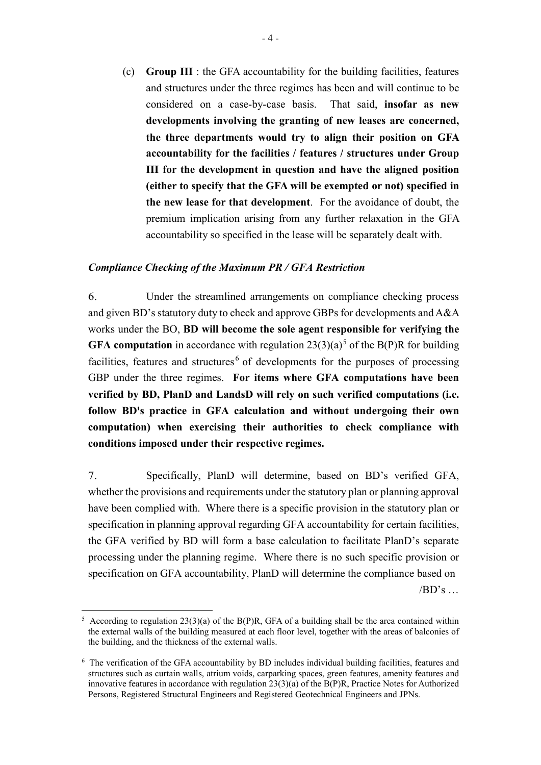(c) **Group III** : the GFA accountability for the building facilities, features and structures under the three regimes has been and will continue to be considered on a case-by-case basis. That said, **insofar as new developments involving the granting of new leases are concerned, the three departments would try to align their position on GFA accountability for the facilities / features / structures under Group III for the development in question and have the aligned position (either to specify that the GFA will be exempted or not) specified in the new lease for that development**. For the avoidance of doubt, the premium implication arising from any further relaxation in the GFA accountability so specified in the lease will be separately dealt with.

***Compliance Checking of the Maximum PR / GFA Restriction***

6. Under the streamlined arrangements on compliance checking process and given BD's statutory duty to check and approve GBPs for developments and A&A works under the BO, **BD will become the sole agent responsible for verifying the GFA computation** in accordance with regulation 23(3)(a)[5] of the B(P)R for building facilities, features and structures[6] of developments for the purposes of processing GBP under the three regimes. **For items where GFA computations have been verified by BD, PlanD and LandsD will rely on such verified computations (i.e. follow BD's practice in GFA calculation and without undergoing their own computation) when exercising their authorities to check compliance with conditions imposed under their respective regimes.**

7. Specifically, PlanD will determine, based on BD's verified GFA, whether the provisions and requirements under the statutory plan or planning approval have been complied with. Where there is a specific provision in the statutory plan or specification in planning approval regarding GFA accountability for certain facilities, the GFA verified by BD will form a base calculation to facilitate PlanD's separate processing under the planning regime. Where there is no such specific provision or specification on GFA accountability, PlanD will determine the compliance based on

/BD's …

---

[5] According to regulation 23(3)(a) of the B(P)R, GFA of a building shall be the area contained within the external walls of the building measured at each floor level, together with the areas of balconies of the building, and the thickness of the external walls.

[6] The verification of the GFA accountability by BD includes individual building facilities, features and structures such as curtain walls, atrium voids, carparking spaces, green features, amenity features and innovative features in accordance with regulation 23(3)(a) of the B(P)R, Practice Notes for Authorized Persons, Registered Structural Engineers and Registered Geotechnical Engineers and JPNs.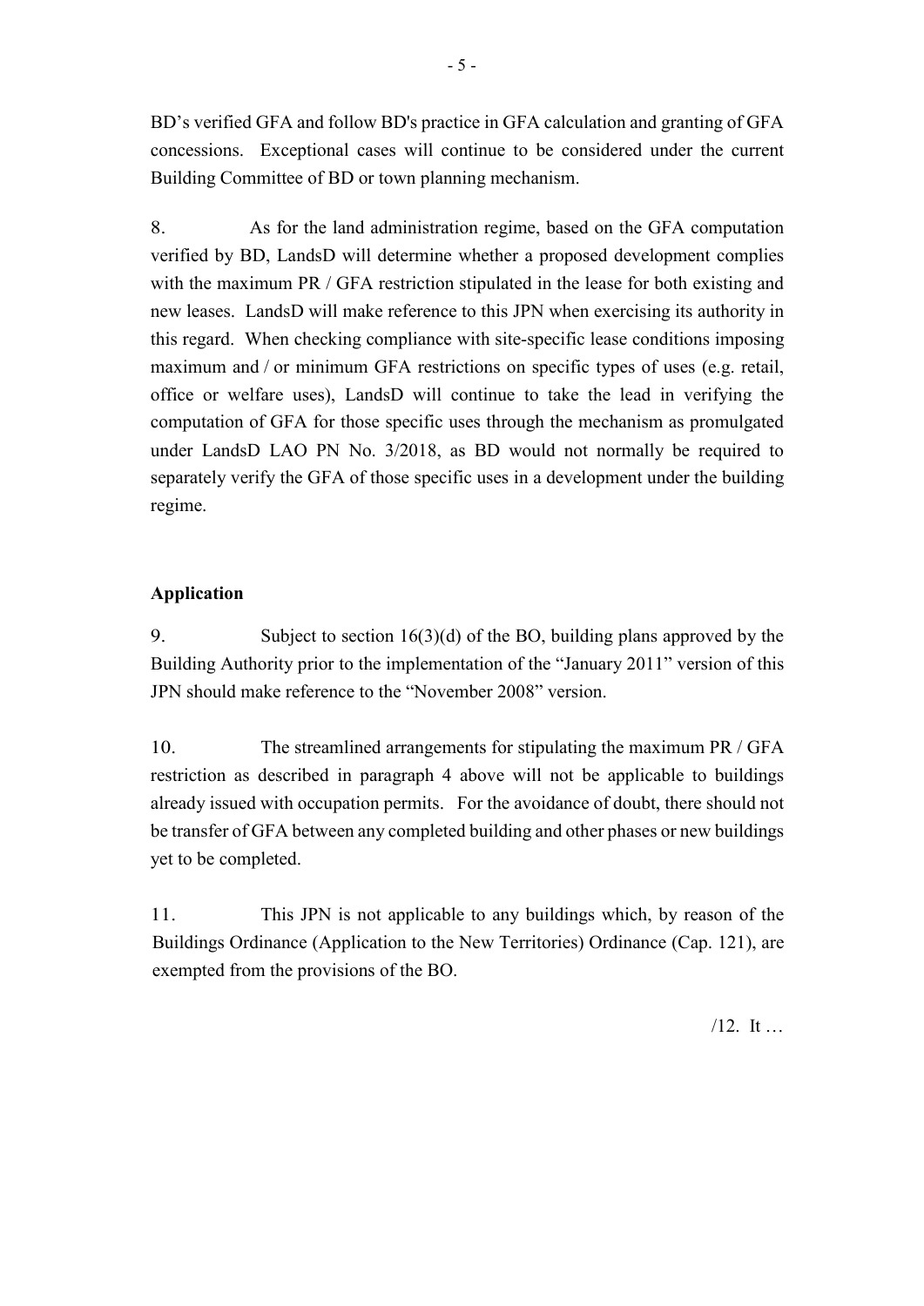BD's verified GFA and follow BD's practice in GFA calculation and granting of GFA concessions. Exceptional cases will continue to be considered under the current Building Committee of BD or town planning mechanism.

8. As for the land administration regime, based on the GFA computation verified by BD, LandsD will determine whether a proposed development complies with the maximum PR / GFA restriction stipulated in the lease for both existing and new leases. LandsD will make reference to this JPN when exercising its authority in this regard. When checking compliance with site-specific lease conditions imposing maximum and / or minimum GFA restrictions on specific types of uses (e.g. retail, office or welfare uses), LandsD will continue to take the lead in verifying the computation of GFA for those specific uses through the mechanism as promulgated under LandsD LAO PN No. 3/2018, as BD would not normally be required to separately verify the GFA of those specific uses in a development under the building regime.

**Application**

9. Subject to section 16(3)(d) of the BO, building plans approved by the Building Authority prior to the implementation of the "January 2011" version of this JPN should make reference to the "November 2008" version.

10. The streamlined arrangements for stipulating the maximum PR / GFA restriction as described in paragraph 4 above will not be applicable to buildings already issued with occupation permits. For the avoidance of doubt, there should not be transfer of GFA between any completed building and other phases or new buildings yet to be completed.

11. This JPN is not applicable to any buildings which, by reason of the Buildings Ordinance (Application to the New Territories) Ordinance (Cap. 121), are exempted from the provisions of the BO.

/12. It …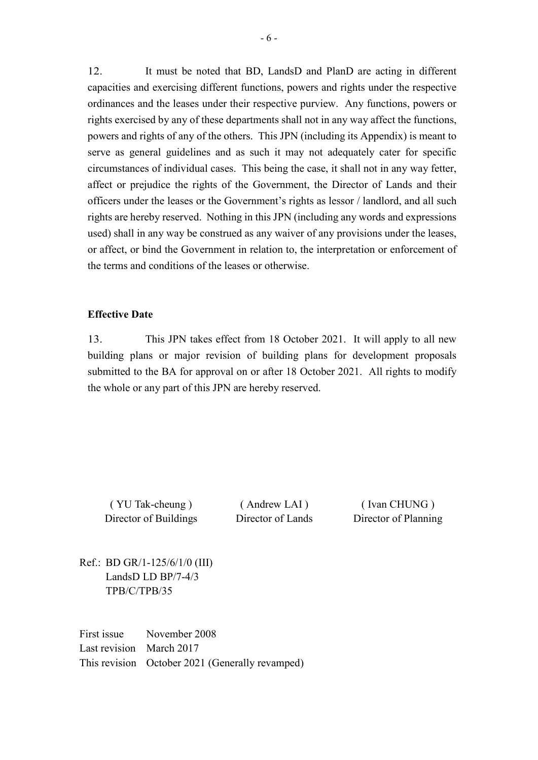12. It must be noted that BD, LandsD and PlanD are acting in different capacities and exercising different functions, powers and rights under the respective ordinances and the leases under their respective purview. Any functions, powers or rights exercised by any of these departments shall not in any way affect the functions, powers and rights of any of the others. This JPN (including its Appendix) is meant to serve as general guidelines and as such it may not adequately cater for specific circumstances of individual cases. This being the case, it shall not in any way fetter, affect or prejudice the rights of the Government, the Director of Lands and their officers under the leases or the Government's rights as lessor / landlord, and all such rights are hereby reserved. Nothing in this JPN (including any words and expressions used) shall in any way be construed as any waiver of any provisions under the leases, or affect, or bind the Government in relation to, the interpretation or enforcement of the terms and conditions of the leases or otherwise.

**Effective Date**

13. This JPN takes effect from 18 October 2021. It will apply to all new building plans or major revision of building plans for development proposals submitted to the BA for approval on or after 18 October 2021. All rights to modify the whole or any part of this JPN are hereby reserved.

| ( YU Tak-cheung ) | ( Andrew LAI ) | ( Ivan CHUNG ) |
|---|---|---|
| Director of Buildings | Director of Lands | Director of Planning |

Ref.: BD GR/1-125/6/1/0 (III)
LandsD LD BP/7-4/3
TPB/C/TPB/35

First issue November 2008
Last revision March 2017
This revision October 2021 (Generally revamped)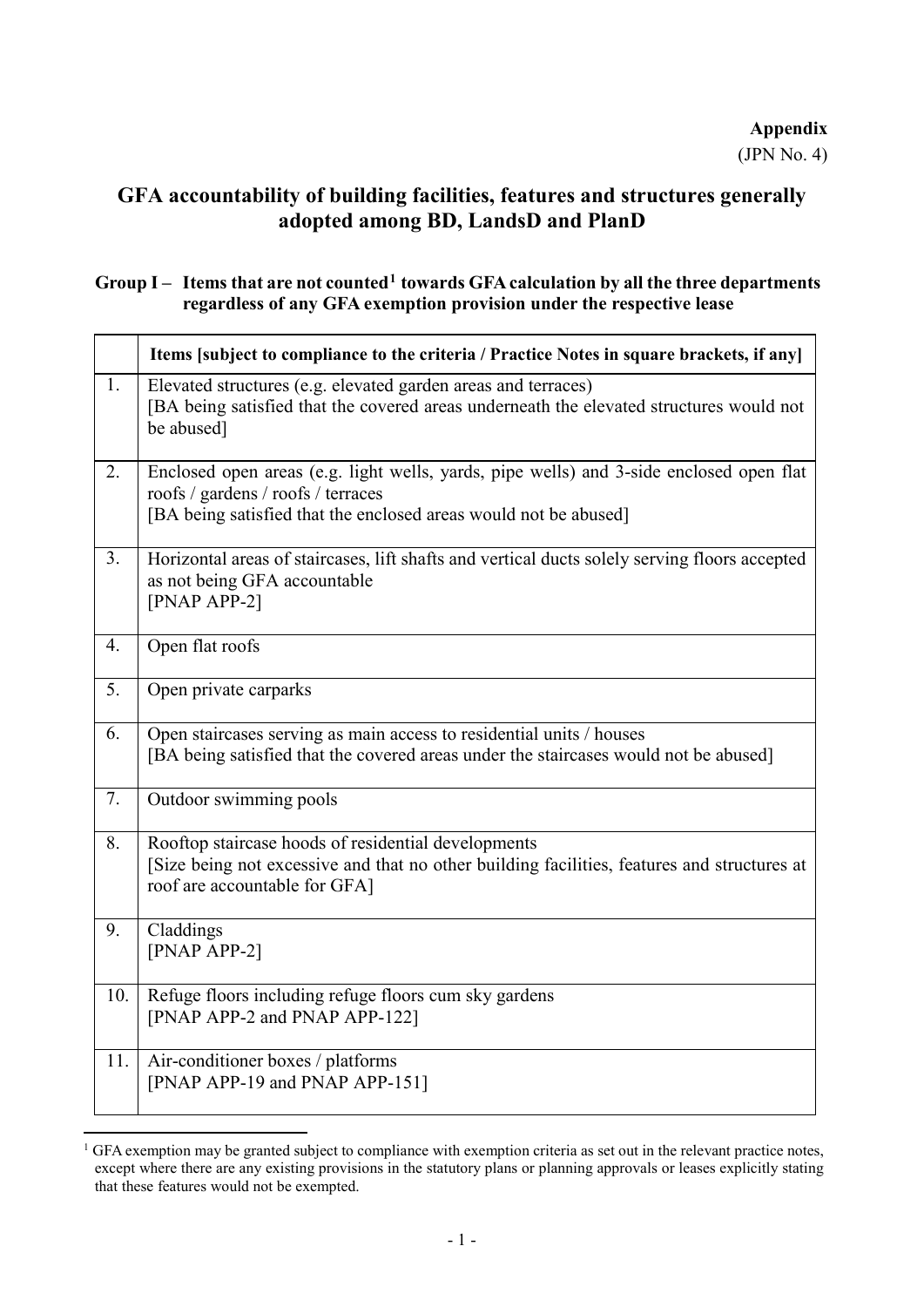**Appendix**
(JPN No. 4)

# GFA accountability of building facilities, features and structures generally adopted among BD, LandsD and PlanD

## Group I – Items that are not counted[1] towards GFA calculation by all the three departments regardless of any GFA exemption provision under the respective lease

| | Items [subject to compliance to the criteria / Practice Notes in square brackets, if any] |
|---|---|
| 1. | Elevated structures (e.g. elevated garden areas and terraces)<br>[BA being satisfied that the covered areas underneath the elevated structures would not be abused] |
| 2. | Enclosed open areas (e.g. light wells, yards, pipe wells) and 3-side enclosed open flat roofs / gardens / roofs / terraces<br>[BA being satisfied that the enclosed areas would not be abused] |
| 3. | Horizontal areas of staircases, lift shafts and vertical ducts solely serving floors accepted as not being GFA accountable<br>[PNAP APP-2] |
| 4. | Open flat roofs |
| 5. | Open private carparks |
| 6. | Open staircases serving as main access to residential units / houses<br>[BA being satisfied that the covered areas under the staircases would not be abused] |
| 7. | Outdoor swimming pools |
| 8. | Rooftop staircase hoods of residential developments<br>[Size being not excessive and that no other building facilities, features and structures at roof are accountable for GFA] |
| 9. | Claddings<br>[PNAP APP-2] |
| 10. | Refuge floors including refuge floors cum sky gardens<br>[PNAP APP-2 and PNAP APP-122] |
| 11. | Air-conditioner boxes / platforms<br>[PNAP APP-19 and PNAP APP-151] |

[1] GFA exemption may be granted subject to compliance with exemption criteria as set out in the relevant practice notes, except where there are any existing provisions in the statutory plans or planning approvals or leases explicitly stating that these features would not be exempted.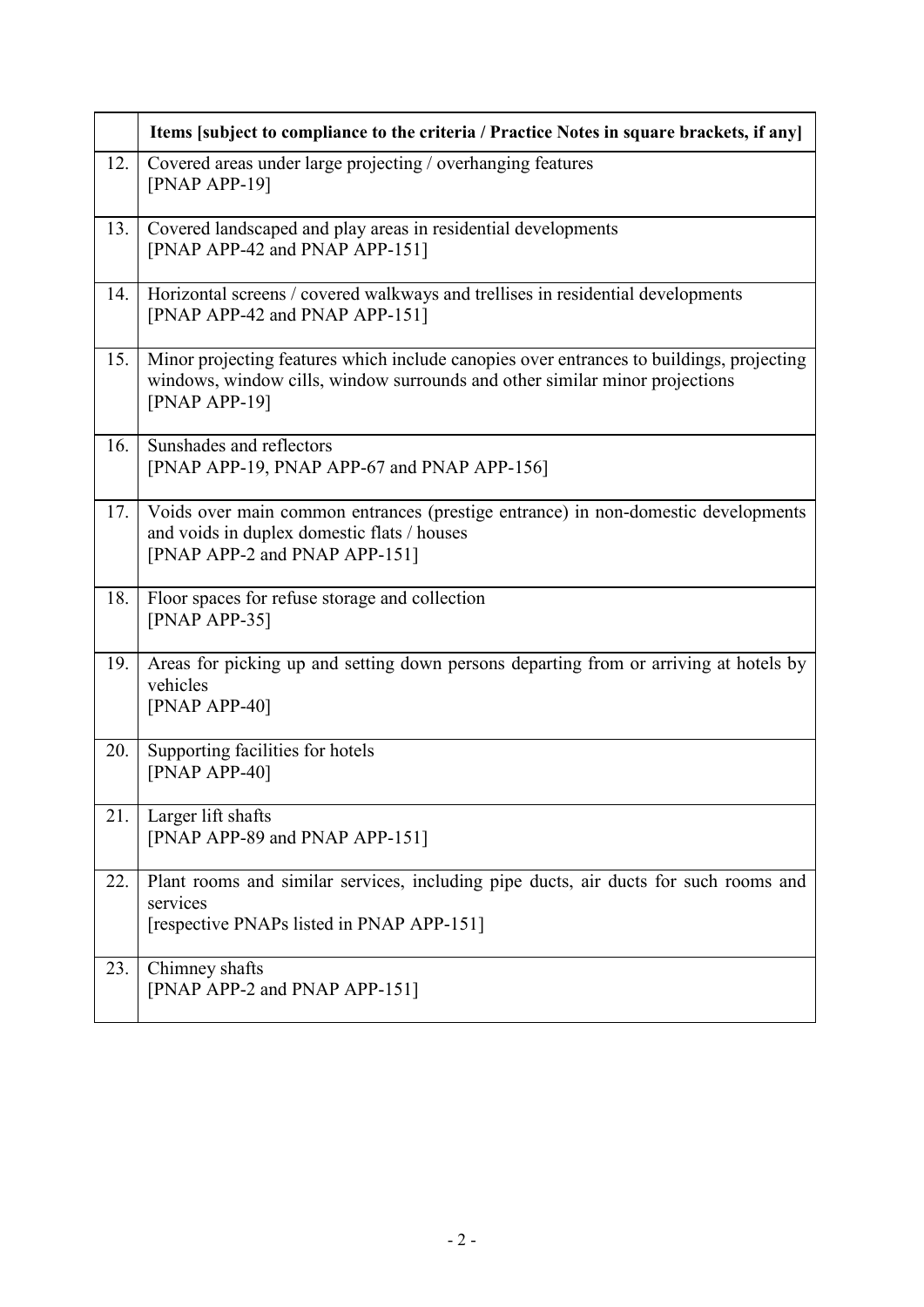| | Items [subject to compliance to the criteria / Practice Notes in square brackets, if any] |
|---|---|
| 12. | Covered areas under large projecting / overhanging features [PNAP APP-19] |
| 13. | Covered landscaped and play areas in residential developments [PNAP APP-42 and PNAP APP-151] |
| 14. | Horizontal screens / covered walkways and trellises in residential developments [PNAP APP-42 and PNAP APP-151] |
| 15. | Minor projecting features which include canopies over entrances to buildings, projecting windows, window cills, window surrounds and other similar minor projections [PNAP APP-19] |
| 16. | Sunshades and reflectors [PNAP APP-19, PNAP APP-67 and PNAP APP-156] |
| 17. | Voids over main common entrances (prestige entrance) in non-domestic developments and voids in duplex domestic flats / houses [PNAP APP-2 and PNAP APP-151] |
| 18. | Floor spaces for refuse storage and collection [PNAP APP-35] |
| 19. | Areas for picking up and setting down persons departing from or arriving at hotels by vehicles [PNAP APP-40] |
| 20. | Supporting facilities for hotels [PNAP APP-40] |
| 21. | Larger lift shafts [PNAP APP-89 and PNAP APP-151] |
| 22. | Plant rooms and similar services, including pipe ducts, air ducts for such rooms and services [respective PNAPs listed in PNAP APP-151] |
| 23. | Chimney shafts [PNAP APP-2 and PNAP APP-151] |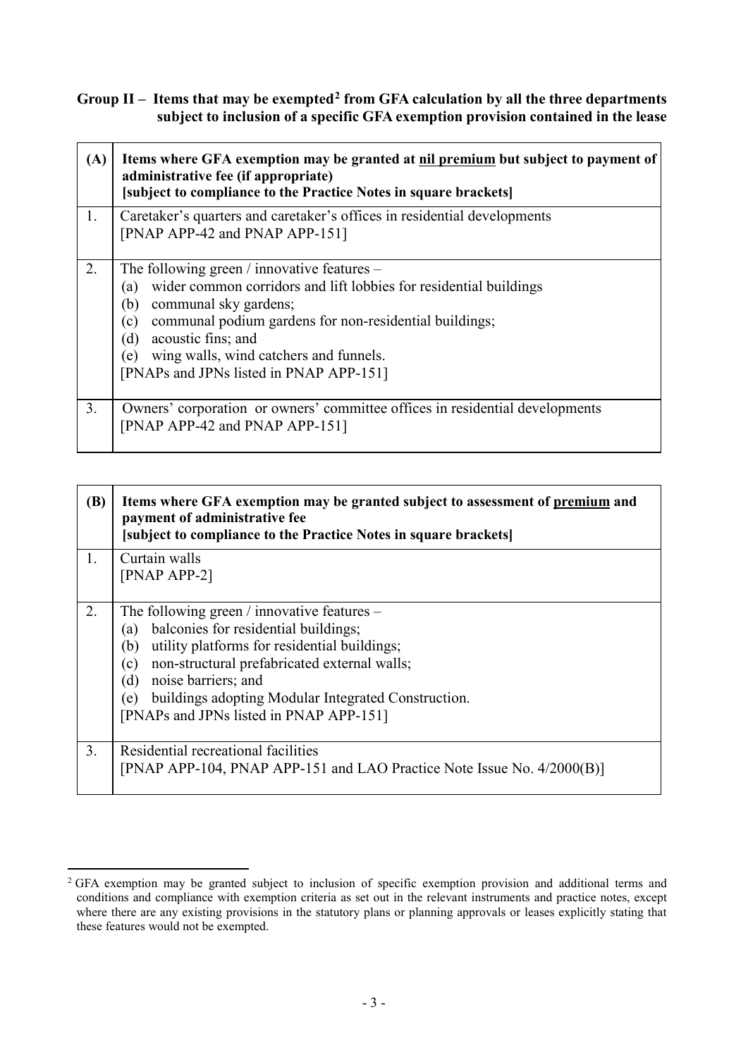**Group II – Items that may be exempted[2] from GFA calculation by all the three departments subject to inclusion of a specific GFA exemption provision contained in the lease**

| (A) | Items where GFA exemption may be granted at <u>nil premium</u> but subject to payment of administrative fee (if appropriate) [subject to compliance to the Practice Notes in square brackets] |
|---|---|
| 1. | Caretaker's quarters and caretaker's offices in residential developments [PNAP APP-42 and PNAP APP-151] |
| 2. | The following green / innovative features – (a) wider common corridors and lift lobbies for residential buildings (b) communal sky gardens; (c) communal podium gardens for non-residential buildings; (d) acoustic fins; and (e) wing walls, wind catchers and funnels. [PNAPs and JPNs listed in PNAP APP-151] |
| 3. | Owners' corporation or owners' committee offices in residential developments [PNAP APP-42 and PNAP APP-151] |

| (B) | Items where GFA exemption may be granted subject to assessment of <u>premium</u> and payment of administrative fee [subject to compliance to the Practice Notes in square brackets] |
|---|---|
| 1. | Curtain walls [PNAP APP-2] |
| 2. | The following green / innovative features – (a) balconies for residential buildings; (b) utility platforms for residential buildings; (c) non-structural prefabricated external walls; (d) noise barriers; and (e) buildings adopting Modular Integrated Construction. [PNAPs and JPNs listed in PNAP APP-151] |
| 3. | Residential recreational facilities [PNAP APP-104, PNAP APP-151 and LAO Practice Note Issue No. 4/2000(B)] |

[2] GFA exemption may be granted subject to inclusion of specific exemption provision and additional terms and conditions and compliance with exemption criteria as set out in the relevant instruments and practice notes, except where there are any existing provisions in the statutory plans or planning approvals or leases explicitly stating that these features would not be exempted.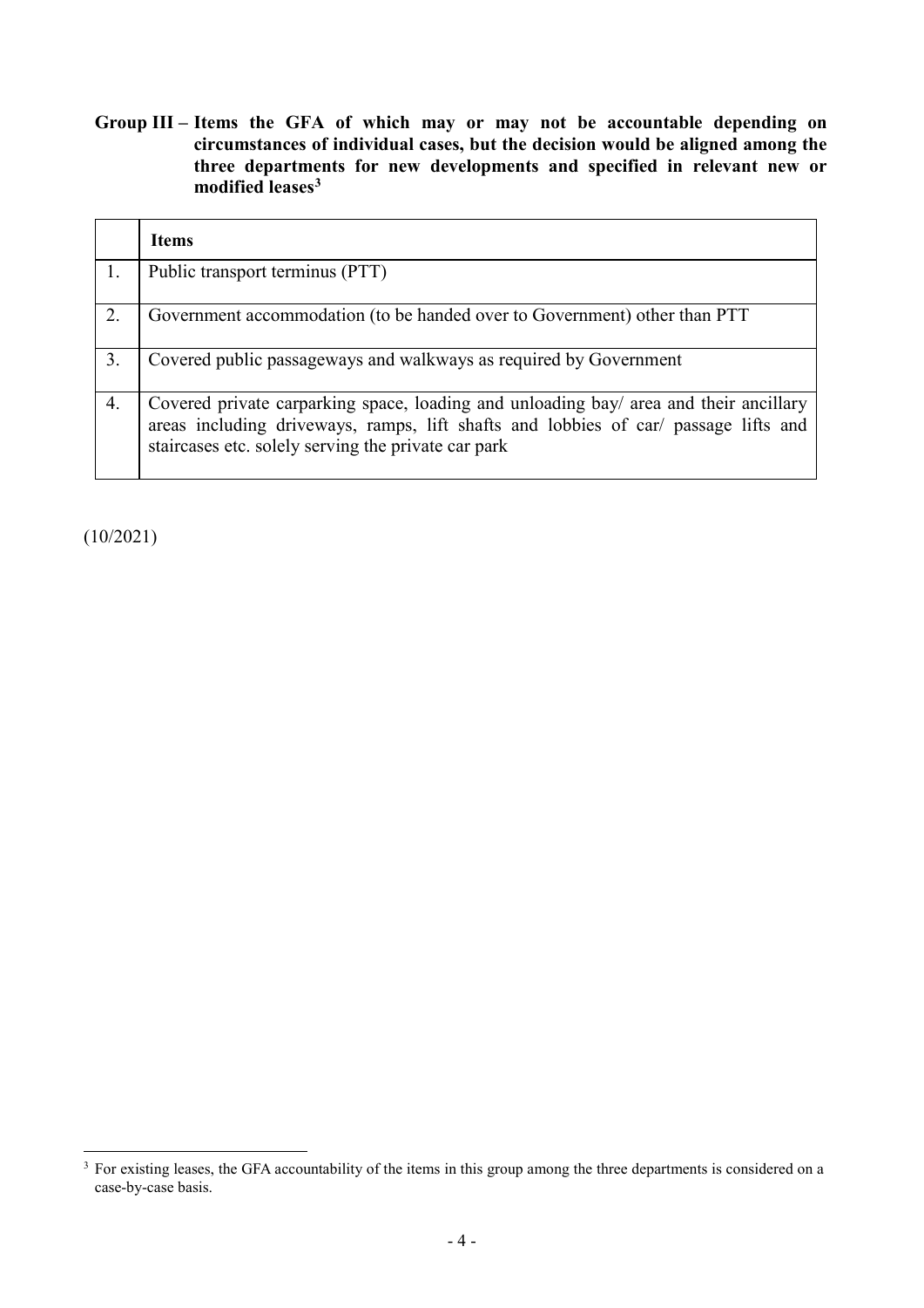**Group III – Items the GFA of which may or may not be accountable depending on circumstances of individual cases, but the decision would be aligned among the three departments for new developments and specified in relevant new or modified leases[3]**

| | Items |
|---|---|
| 1. | Public transport terminus (PTT) |
| 2. | Government accommodation (to be handed over to Government) other than PTT |
| 3. | Covered public passageways and walkways as required by Government |
| 4. | Covered private carparking space, loading and unloading bay/ area and their ancillary areas including driveways, ramps, lift shafts and lobbies of car/ passage lifts and staircases etc. solely serving the private car park |

(10/2021)

[3] For existing leases, the GFA accountability of the items in this group among the three departments is considered on a case-by-case basis.